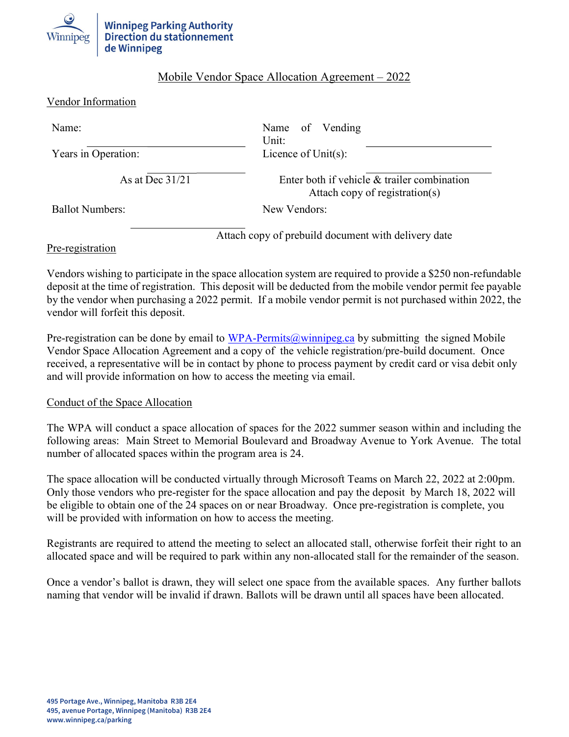Winnipeg Parking Authority
Direction du stationnement de Winnipeg

## Mobile Vendor Space Allocation Agreement – 2022

### Vendor Information

Name: ______________________

Name of Vending Unit: ______________________

Years in Operation: ______________________
As at Dec 31/21

Licence of Unit(s): ______________________
Enter both if vehicle & trailer combination
Attach copy of registration(s)

Ballot Numbers: ______________________

New Vendors: Attach copy of prebuild document with delivery date

### Pre-registration

Vendors wishing to participate in the space allocation system are required to provide a $250 non-refundable deposit at the time of registration. This deposit will be deducted from the mobile vendor permit fee payable by the vendor when purchasing a 2022 permit. If a mobile vendor permit is not purchased within 2022, the vendor will forfeit this deposit.

Pre-registration can be done by email to WPA-Permits@winnipeg.ca by submitting the signed Mobile Vendor Space Allocation Agreement and a copy of the vehicle registration/pre-build document. Once received, a representative will be in contact by phone to process payment by credit card or visa debit only and will provide information on how to access the meeting via email.

### Conduct of the Space Allocation

The WPA will conduct a space allocation of spaces for the 2022 summer season within and including the following areas: Main Street to Memorial Boulevard and Broadway Avenue to York Avenue. The total number of allocated spaces within the program area is 24.

The space allocation will be conducted virtually through Microsoft Teams on March 22, 2022 at 2:00pm. Only those vendors who pre-register for the space allocation and pay the deposit by March 18, 2022 will be eligible to obtain one of the 24 spaces on or near Broadway. Once pre-registration is complete, you will be provided with information on how to access the meeting.

Registrants are required to attend the meeting to select an allocated stall, otherwise forfeit their right to an allocated space and will be required to park within any non-allocated stall for the remainder of the season.

Once a vendor's ballot is drawn, they will select one space from the available spaces. Any further ballots naming that vendor will be invalid if drawn. Ballots will be drawn until all spaces have been allocated.

495 Portage Ave., Winnipeg, Manitoba R3B 2E4
495, avenue Portage, Winnipeg (Manitoba) R3B 2E4
www.winnipeg.ca/parking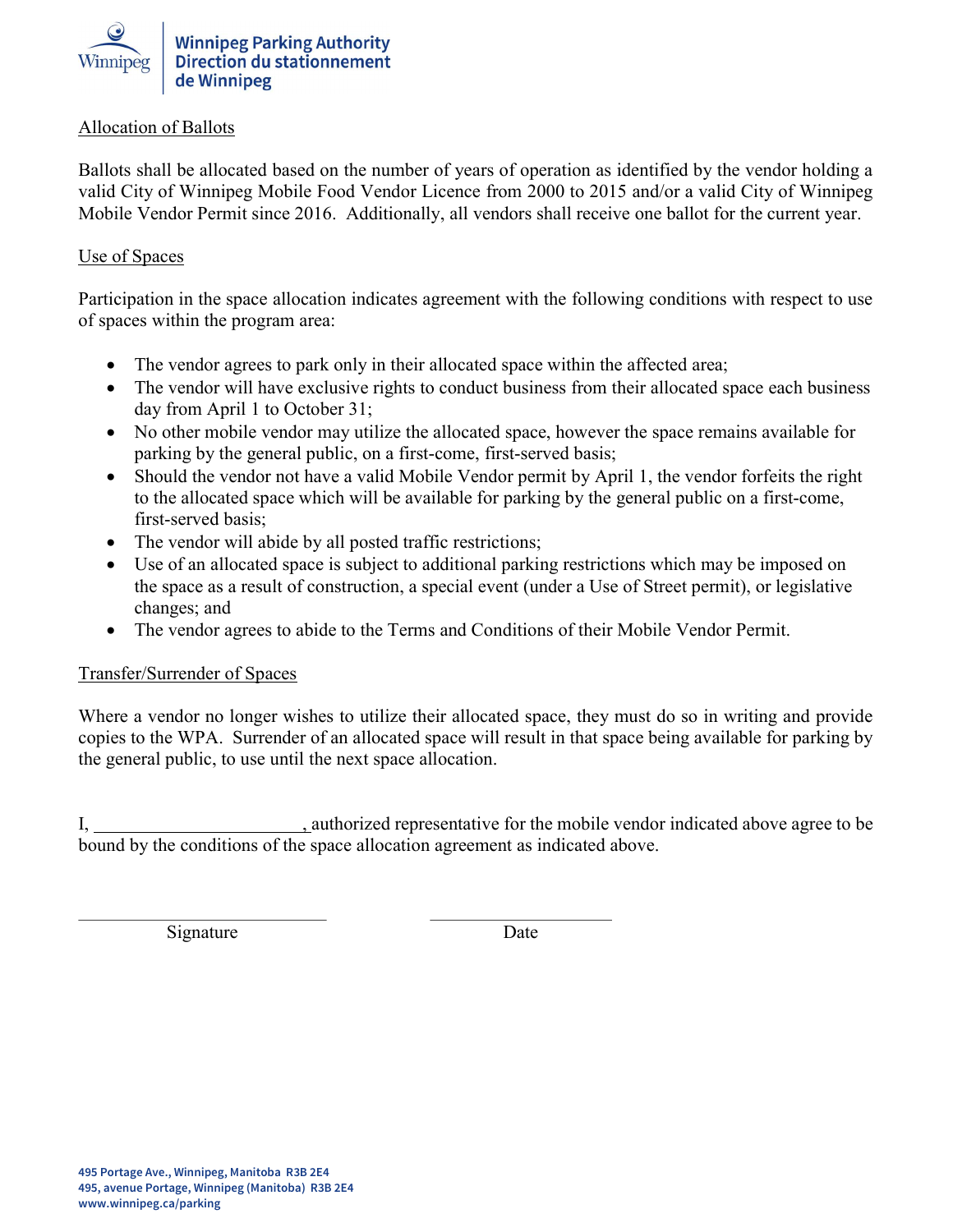Allocation of Ballots

Ballots shall be allocated based on the number of years of operation as identified by the vendor holding a valid City of Winnipeg Mobile Food Vendor Licence from 2000 to 2015 and/or a valid City of Winnipeg Mobile Vendor Permit since 2016. Additionally, all vendors shall receive one ballot for the current year.

Use of Spaces

Participation in the space allocation indicates agreement with the following conditions with respect to use of spaces within the program area:

- The vendor agrees to park only in their allocated space within the affected area;
- The vendor will have exclusive rights to conduct business from their allocated space each business day from April 1 to October 31;
- No other mobile vendor may utilize the allocated space, however the space remains available for parking by the general public, on a first-come, first-served basis;
- Should the vendor not have a valid Mobile Vendor permit by April 1, the vendor forfeits the right to the allocated space which will be available for parking by the general public on a first-come, first-served basis;
- The vendor will abide by all posted traffic restrictions;
- Use of an allocated space is subject to additional parking restrictions which may be imposed on the space as a result of construction, a special event (under a Use of Street permit), or legislative changes; and
- The vendor agrees to abide to the Terms and Conditions of their Mobile Vendor Permit.

Transfer/Surrender of Spaces

Where a vendor no longer wishes to utilize their allocated space, they must do so in writing and provide copies to the WPA. Surrender of an allocated space will result in that space being available for parking by the general public, to use until the next space allocation.

I, ______________________, authorized representative for the mobile vendor indicated above agree to be bound by the conditions of the space allocation agreement as indicated above.

_________________________ Signature

_____________________ Date